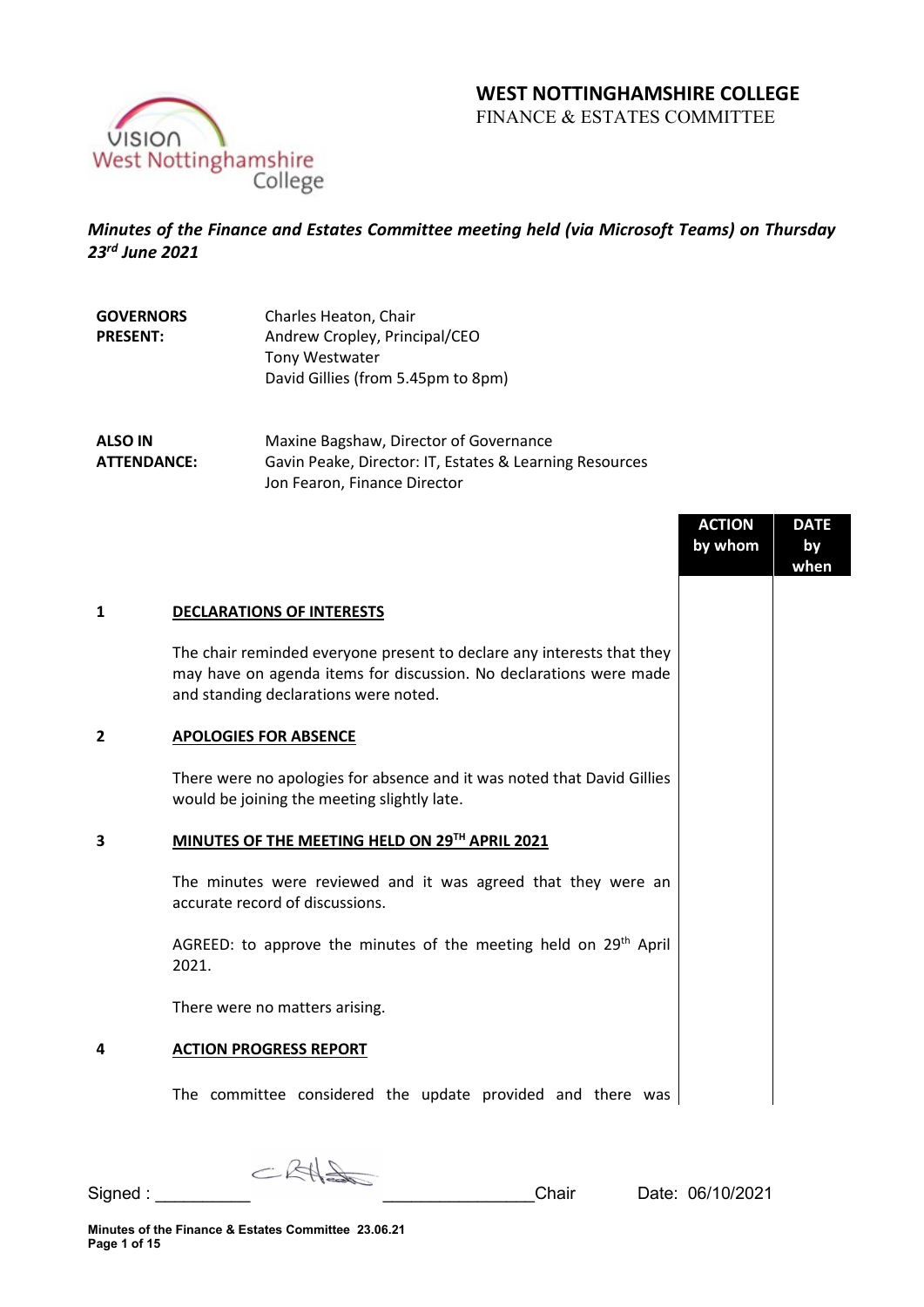# WEST NOTTINGHAMSHIRE COLLEGE
FINANCE & ESTATES COMMITTEE

***Minutes of the Finance and Estates Committee meeting held (via Microsoft Teams) on Thursday 23rd June 2021***

| | |
|---|---|
| **GOVERNORS PRESENT:** | Charles Heaton, Chair<br>Andrew Cropley, Principal/CEO<br>Tony Westwater<br>David Gillies (from 5.45pm to 8pm) |
| **ALSO IN ATTENDANCE:** | Maxine Bagshaw, Director of Governance<br>Gavin Peake, Director: IT, Estates & Learning Resources<br>Jon Fearon, Finance Director |

| | | ACTION by whom | DATE by when |
|---|---|---|---|
| **1** | **DECLARATIONS OF INTERESTS** | | |
| | The chair reminded everyone present to declare any interests that they may have on agenda items for discussion. No declarations were made and standing declarations were noted. | | |
| **2** | **APOLOGIES FOR ABSENCE** | | |
| | There were no apologies for absence and it was noted that David Gillies would be joining the meeting slightly late. | | |
| **3** | **MINUTES OF THE MEETING HELD ON 29TH APRIL 2021** | | |
| | The minutes were reviewed and it was agreed that they were an accurate record of discussions. | | |
| | AGREED: to approve the minutes of the meeting held on 29th April 2021. | | |
| | There were no matters arising. | | |
| **4** | **ACTION PROGRESS REPORT** | | |
| | The committee considered the update provided and there was | | |

Signed : __________ ________________Chair Date: 06/10/2021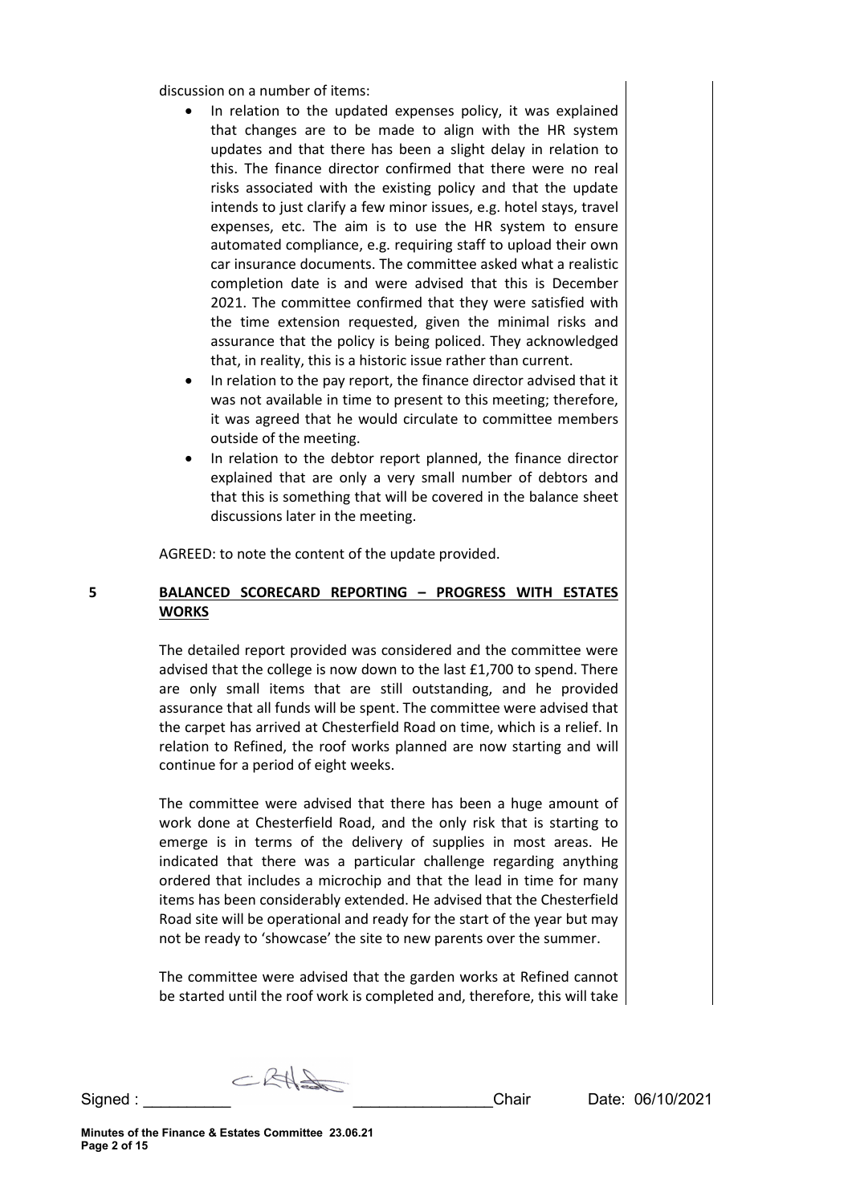discussion on a number of items:

- In relation to the updated expenses policy, it was explained that changes are to be made to align with the HR system updates and that there has been a slight delay in relation to this. The finance director confirmed that there were no real risks associated with the existing policy and that the update intends to just clarify a few minor issues, e.g. hotel stays, travel expenses, etc. The aim is to use the HR system to ensure automated compliance, e.g. requiring staff to upload their own car insurance documents. The committee asked what a realistic completion date is and were advised that this is December 2021. The committee confirmed that they were satisfied with the time extension requested, given the minimal risks and assurance that the policy is being policed. They acknowledged that, in reality, this is a historic issue rather than current.
- In relation to the pay report, the finance director advised that it was not available in time to present to this meeting; therefore, it was agreed that he would circulate to committee members outside of the meeting.
- In relation to the debtor report planned, the finance director explained that are only a very small number of debtors and that this is something that will be covered in the balance sheet discussions later in the meeting.

AGREED: to note the content of the update provided.

## 5 BALANCED SCORECARD REPORTING – PROGRESS WITH ESTATES WORKS

The detailed report provided was considered and the committee were advised that the college is now down to the last £1,700 to spend. There are only small items that are still outstanding, and he provided assurance that all funds will be spent. The committee were advised that the carpet has arrived at Chesterfield Road on time, which is a relief. In relation to Refined, the roof works planned are now starting and will continue for a period of eight weeks.

The committee were advised that there has been a huge amount of work done at Chesterfield Road, and the only risk that is starting to emerge is in terms of the delivery of supplies in most areas. He indicated that there was a particular challenge regarding anything ordered that includes a microchip and that the lead in time for many items has been considerably extended. He advised that the Chesterfield Road site will be operational and ready for the start of the year but may not be ready to 'showcase' the site to new parents over the summer.

The committee were advised that the garden works at Refined cannot be started until the roof work is completed and, therefore, this will take

Signed : __________ ________________Chair Date: 06/10/2021

**Minutes of the Finance & Estates Committee 23.06.21**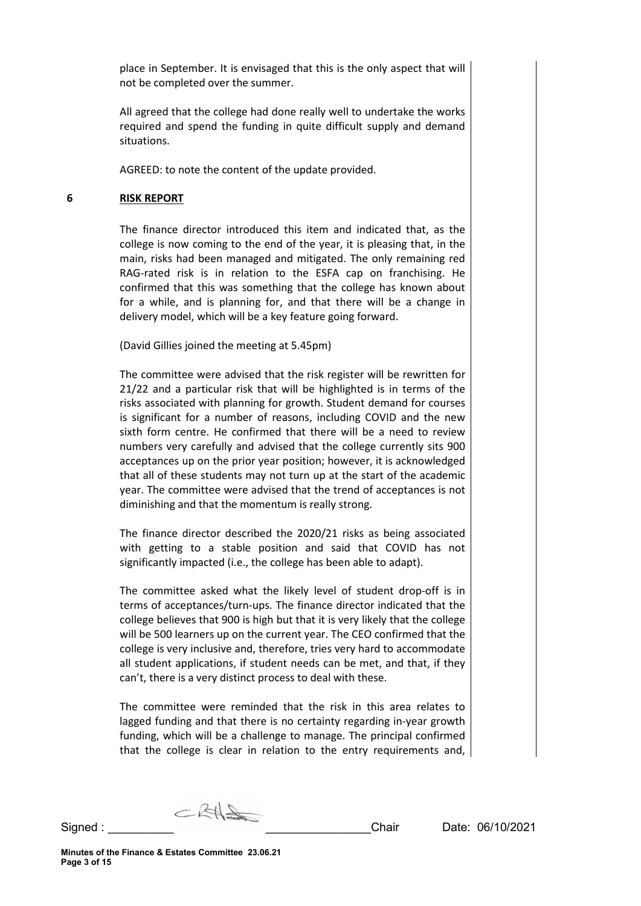place in September. It is envisaged that this is the only aspect that will not be completed over the summer.

All agreed that the college had done really well to undertake the works required and spend the funding in quite difficult supply and demand situations.

AGREED: to note the content of the update provided.

**6 RISK REPORT**

The finance director introduced this item and indicated that, as the college is now coming to the end of the year, it is pleasing that, in the main, risks had been managed and mitigated. The only remaining red RAG-rated risk is in relation to the ESFA cap on franchising. He confirmed that this was something that the college has known about for a while, and is planning for, and that there will be a change in delivery model, which will be a key feature going forward.

(David Gillies joined the meeting at 5.45pm)

The committee were advised that the risk register will be rewritten for 21/22 and a particular risk that will be highlighted is in terms of the risks associated with planning for growth. Student demand for courses is significant for a number of reasons, including COVID and the new sixth form centre. He confirmed that there will be a need to review numbers very carefully and advised that the college currently sits 900 acceptances up on the prior year position; however, it is acknowledged that all of these students may not turn up at the start of the academic year. The committee were advised that the trend of acceptances is not diminishing and that the momentum is really strong.

The finance director described the 2020/21 risks as being associated with getting to a stable position and said that COVID has not significantly impacted (i.e., the college has been able to adapt).

The committee asked what the likely level of student drop-off is in terms of acceptances/turn-ups. The finance director indicated that the college believes that 900 is high but that it is very likely that the college will be 500 learners up on the current year. The CEO confirmed that the college is very inclusive and, therefore, tries very hard to accommodate all student applications, if student needs can be met, and that, if they can't, there is a very distinct process to deal with these.

The committee were reminded that the risk in this area relates to lagged funding and that there is no certainty regarding in-year growth funding, which will be a challenge to manage. The principal confirmed that the college is clear in relation to the entry requirements and,

Signed : __________ ________________Chair Date: 06/10/2021

Minutes of the Finance & Estates Committee 23.06.21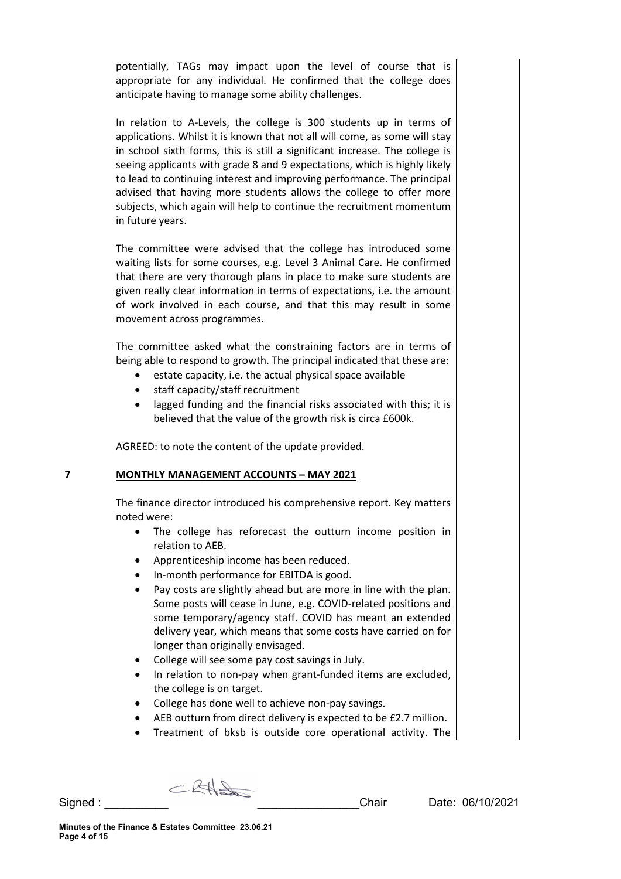potentially, TAGs may impact upon the level of course that is appropriate for any individual. He confirmed that the college does anticipate having to manage some ability challenges.

In relation to A-Levels, the college is 300 students up in terms of applications. Whilst it is known that not all will come, as some will stay in school sixth forms, this is still a significant increase. The college is seeing applicants with grade 8 and 9 expectations, which is highly likely to lead to continuing interest and improving performance. The principal advised that having more students allows the college to offer more subjects, which again will help to continue the recruitment momentum in future years.

The committee were advised that the college has introduced some waiting lists for some courses, e.g. Level 3 Animal Care. He confirmed that there are very thorough plans in place to make sure students are given really clear information in terms of expectations, i.e. the amount of work involved in each course, and that this may result in some movement across programmes.

The committee asked what the constraining factors are in terms of being able to respond to growth. The principal indicated that these are:

- estate capacity, i.e. the actual physical space available
- staff capacity/staff recruitment
- lagged funding and the financial risks associated with this; it is believed that the value of the growth risk is circa £600k.

AGREED: to note the content of the update provided.

**7 MONTHLY MANAGEMENT ACCOUNTS – MAY 2021**

The finance director introduced his comprehensive report. Key matters noted were:

- The college has reforecast the outturn income position in relation to AEB.
- Apprenticeship income has been reduced.
- In-month performance for EBITDA is good.
- Pay costs are slightly ahead but are more in line with the plan. Some posts will cease in June, e.g. COVID-related positions and some temporary/agency staff. COVID has meant an extended delivery year, which means that some costs have carried on for longer than originally envisaged.
- College will see some pay cost savings in July.
- In relation to non-pay when grant-funded items are excluded, the college is on target.
- College has done well to achieve non-pay savings.
- AEB outturn from direct delivery is expected to be £2.7 million.
- Treatment of bksb is outside core operational activity. The

Signed : __________ ________________Chair Date: 06/10/2021

**Minutes of the Finance & Estates Committee 23.06.21**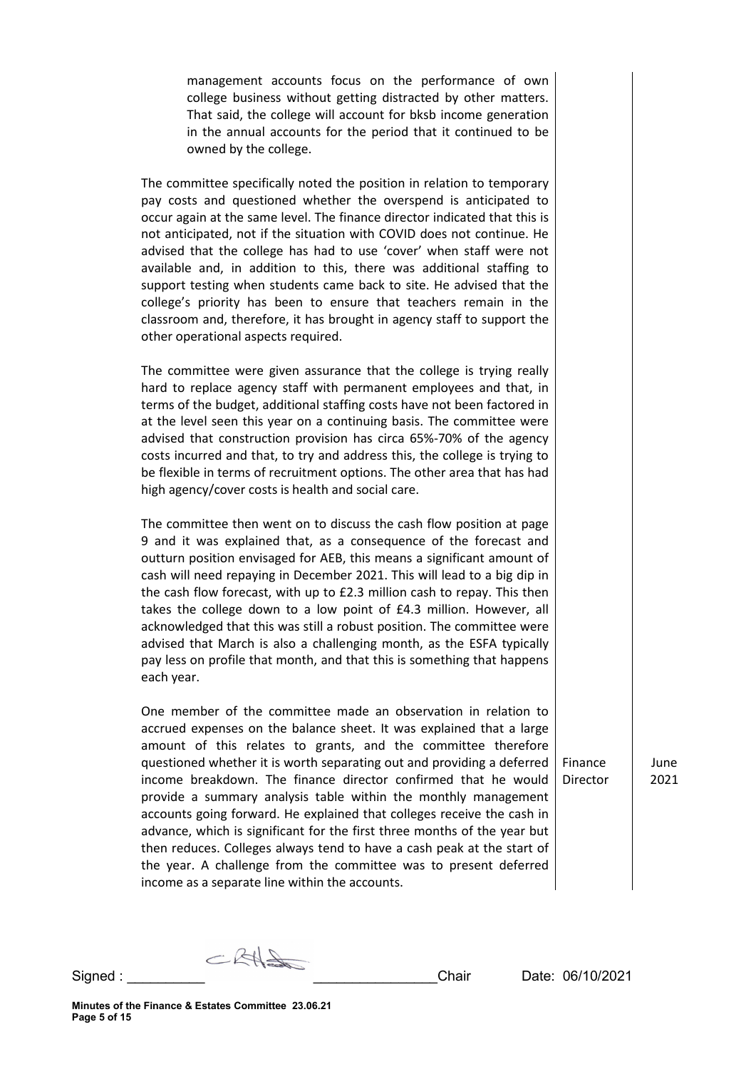management accounts focus on the performance of own college business without getting distracted by other matters. That said, the college will account for bksb income generation in the annual accounts for the period that it continued to be owned by the college.

The committee specifically noted the position in relation to temporary pay costs and questioned whether the overspend is anticipated to occur again at the same level. The finance director indicated that this is not anticipated, not if the situation with COVID does not continue. He advised that the college has had to use 'cover' when staff were not available and, in addition to this, there was additional staffing to support testing when students came back to site. He advised that the college's priority has been to ensure that teachers remain in the classroom and, therefore, it has brought in agency staff to support the other operational aspects required.

The committee were given assurance that the college is trying really hard to replace agency staff with permanent employees and that, in terms of the budget, additional staffing costs have not been factored in at the level seen this year on a continuing basis. The committee were advised that construction provision has circa 65%-70% of the agency costs incurred and that, to try and address this, the college is trying to be flexible in terms of recruitment options. The other area that has had high agency/cover costs is health and social care.

The committee then went on to discuss the cash flow position at page 9 and it was explained that, as a consequence of the forecast and outturn position envisaged for AEB, this means a significant amount of cash will need repaying in December 2021. This will lead to a big dip in the cash flow forecast, with up to £2.3 million cash to repay. This then takes the college down to a low point of £4.3 million. However, all acknowledged that this was still a robust position. The committee were advised that March is also a challenging month, as the ESFA typically pay less on profile that month, and that this is something that happens each year.

| | | |
|---|---|---|
| One member of the committee made an observation in relation to accrued expenses on the balance sheet. It was explained that a large amount of this relates to grants, and the committee therefore questioned whether it is worth separating out and providing a deferred income breakdown. The finance director confirmed that he would provide a summary analysis table within the monthly management accounts going forward. He explained that colleges receive the cash in advance, which is significant for the first three months of the year but then reduces. Colleges always tend to have a cash peak at the start of the year. A challenge from the committee was to present deferred income as a separate line within the accounts. | Finance Director | June 2021 |

Signed : __________ __________________Chair Date: 06/10/2021

**Minutes of the Finance & Estates Committee 23.06.21**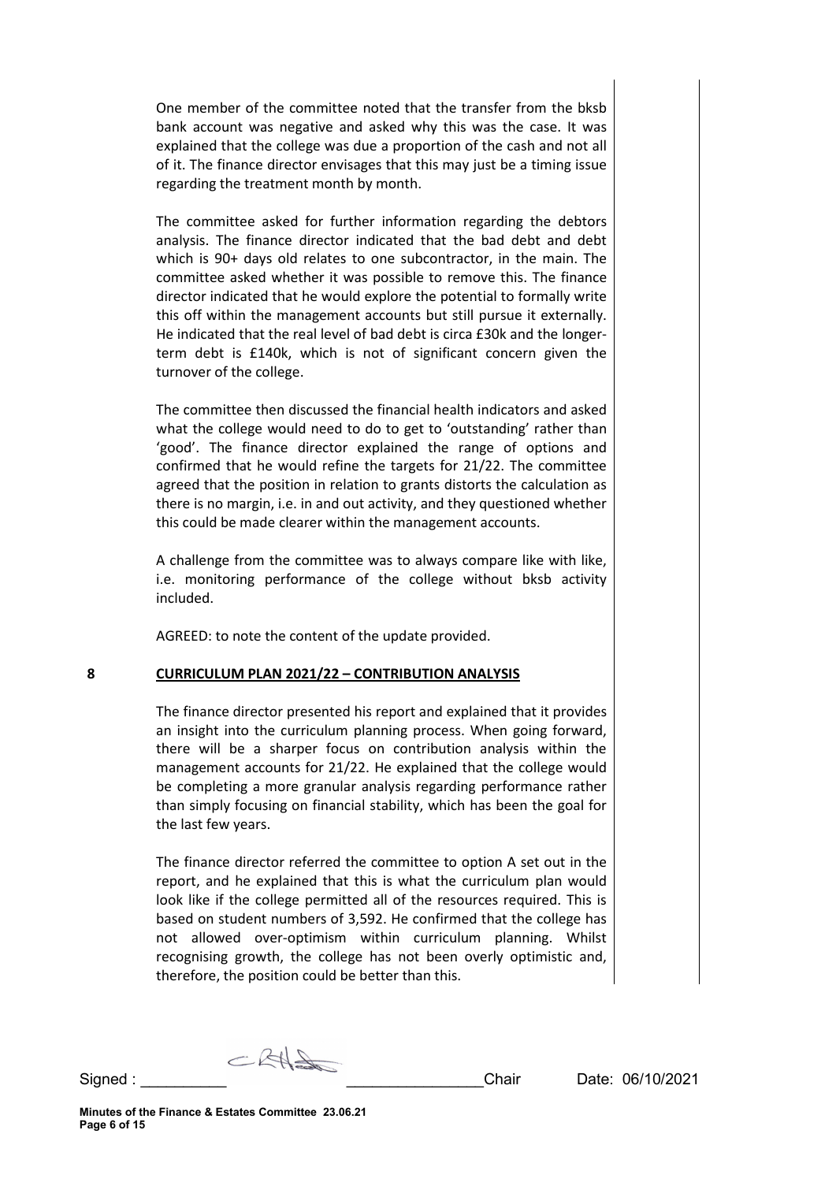One member of the committee noted that the transfer from the bksb bank account was negative and asked why this was the case. It was explained that the college was due a proportion of the cash and not all of it. The finance director envisages that this may just be a timing issue regarding the treatment month by month.

The committee asked for further information regarding the debtors analysis. The finance director indicated that the bad debt and debt which is 90+ days old relates to one subcontractor, in the main. The committee asked whether it was possible to remove this. The finance director indicated that he would explore the potential to formally write this off within the management accounts but still pursue it externally. He indicated that the real level of bad debt is circa £30k and the longer-term debt is £140k, which is not of significant concern given the turnover of the college.

The committee then discussed the financial health indicators and asked what the college would need to do to get to 'outstanding' rather than 'good'. The finance director explained the range of options and confirmed that he would refine the targets for 21/22. The committee agreed that the position in relation to grants distorts the calculation as there is no margin, i.e. in and out activity, and they questioned whether this could be made clearer within the management accounts.

A challenge from the committee was to always compare like with like, i.e. monitoring performance of the college without bksb activity included.

AGREED: to note the content of the update provided.

**8 CURRICULUM PLAN 2021/22 – CONTRIBUTION ANALYSIS**

The finance director presented his report and explained that it provides an insight into the curriculum planning process. When going forward, there will be a sharper focus on contribution analysis within the management accounts for 21/22. He explained that the college would be completing a more granular analysis regarding performance rather than simply focusing on financial stability, which has been the goal for the last few years.

The finance director referred the committee to option A set out in the report, and he explained that this is what the curriculum plan would look like if the college permitted all of the resources required. This is based on student numbers of 3,592. He confirmed that the college has not allowed over-optimism within curriculum planning. Whilst recognising growth, the college has not been overly optimistic and, therefore, the position could be better than this.

Signed : __________ ________________Chair Date: 06/10/2021

**Minutes of the Finance & Estates Committee 23.06.21**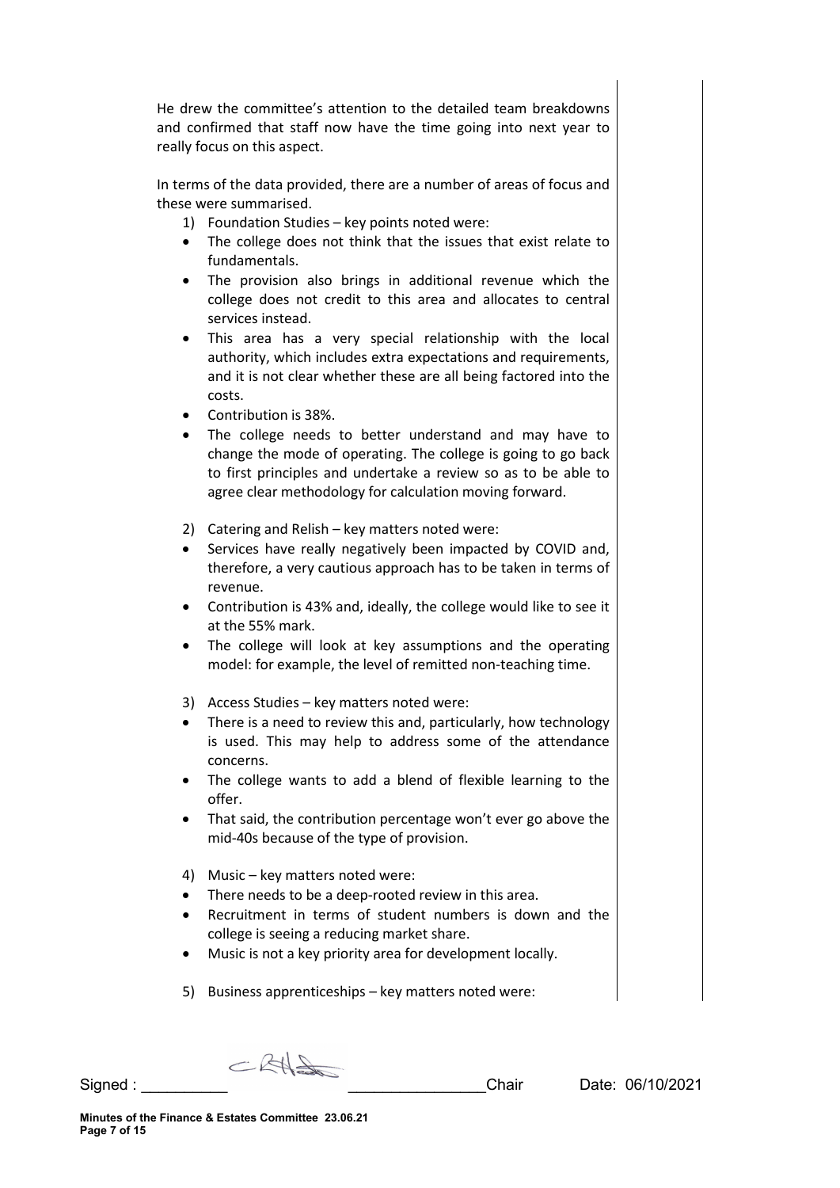He drew the committee's attention to the detailed team breakdowns and confirmed that staff now have the time going into next year to really focus on this aspect.

In terms of the data provided, there are a number of areas of focus and these were summarised.

1) Foundation Studies – key points noted were:
- The college does not think that the issues that exist relate to fundamentals.
- The provision also brings in additional revenue which the college does not credit to this area and allocates to central services instead.
- This area has a very special relationship with the local authority, which includes extra expectations and requirements, and it is not clear whether these are all being factored into the costs.
- Contribution is 38%.
- The college needs to better understand and may have to change the mode of operating. The college is going to go back to first principles and undertake a review so as to be able to agree clear methodology for calculation moving forward.

2) Catering and Relish – key matters noted were:
- Services have really negatively been impacted by COVID and, therefore, a very cautious approach has to be taken in terms of revenue.
- Contribution is 43% and, ideally, the college would like to see it at the 55% mark.
- The college will look at key assumptions and the operating model: for example, the level of remitted non-teaching time.

3) Access Studies – key matters noted were:
- There is a need to review this and, particularly, how technology is used. This may help to address some of the attendance concerns.
- The college wants to add a blend of flexible learning to the offer.
- That said, the contribution percentage won't ever go above the mid-40s because of the type of provision.

4) Music – key matters noted were:
- There needs to be a deep-rooted review in this area.
- Recruitment in terms of student numbers is down and the college is seeing a reducing market share.
- Music is not a key priority area for development locally.

5) Business apprenticeships – key matters noted were:

Signed : __________ ________________Chair Date: 06/10/2021

**Minutes of the Finance & Estates Committee 23.06.21**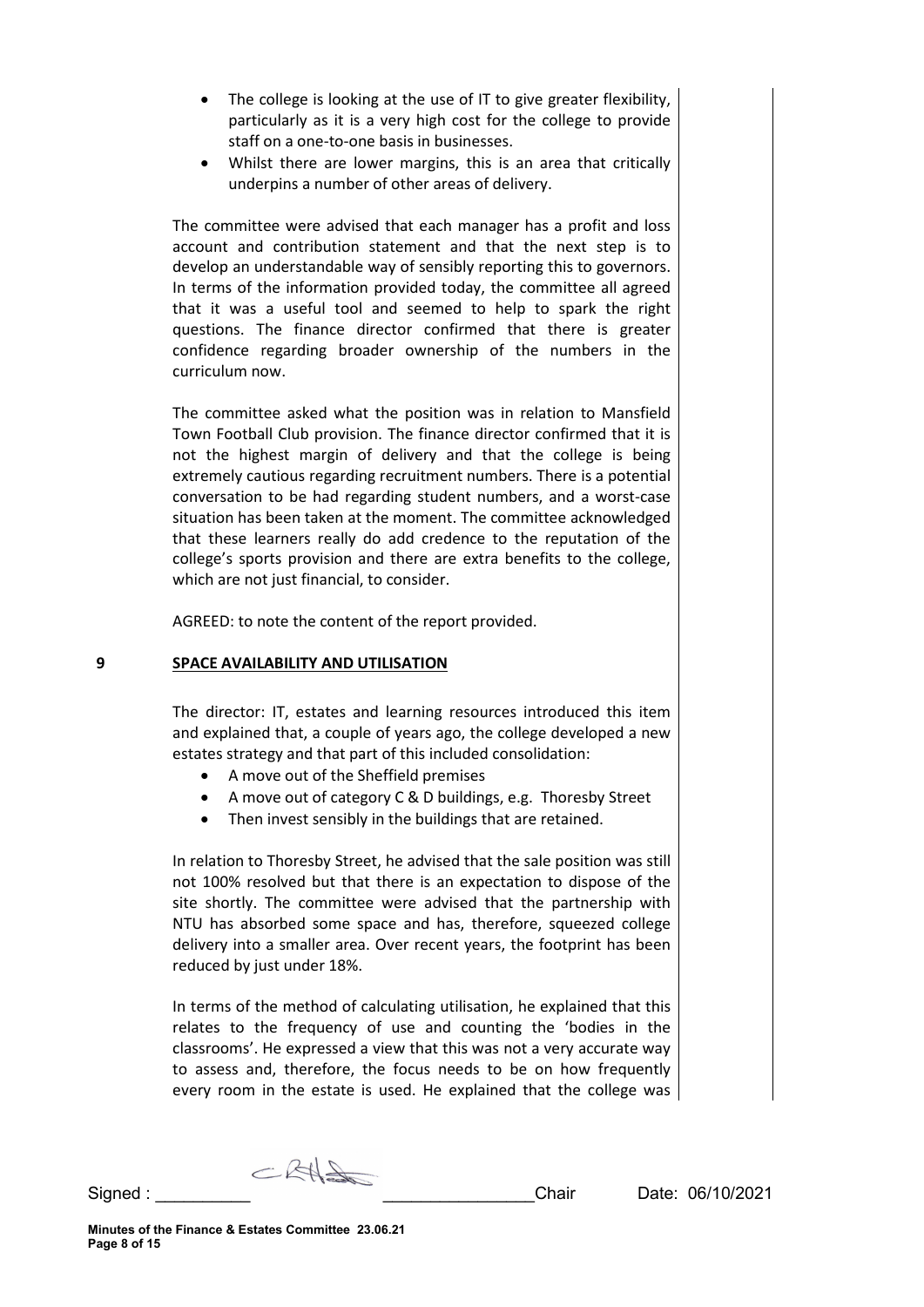- The college is looking at the use of IT to give greater flexibility, particularly as it is a very high cost for the college to provide staff on a one-to-one basis in businesses.
- Whilst there are lower margins, this is an area that critically underpins a number of other areas of delivery.

The committee were advised that each manager has a profit and loss account and contribution statement and that the next step is to develop an understandable way of sensibly reporting this to governors. In terms of the information provided today, the committee all agreed that it was a useful tool and seemed to help to spark the right questions. The finance director confirmed that there is greater confidence regarding broader ownership of the numbers in the curriculum now.

The committee asked what the position was in relation to Mansfield Town Football Club provision. The finance director confirmed that it is not the highest margin of delivery and that the college is being extremely cautious regarding recruitment numbers. There is a potential conversation to be had regarding student numbers, and a worst-case situation has been taken at the moment. The committee acknowledged that these learners really do add credence to the reputation of the college's sports provision and there are extra benefits to the college, which are not just financial, to consider.

AGREED: to note the content of the report provided.

**9 SPACE AVAILABILITY AND UTILISATION**

The director: IT, estates and learning resources introduced this item and explained that, a couple of years ago, the college developed a new estates strategy and that part of this included consolidation:

- A move out of the Sheffield premises
- A move out of category C & D buildings, e.g. Thoresby Street
- Then invest sensibly in the buildings that are retained.

In relation to Thoresby Street, he advised that the sale position was still not 100% resolved but that there is an expectation to dispose of the site shortly. The committee were advised that the partnership with NTU has absorbed some space and has, therefore, squeezed college delivery into a smaller area. Over recent years, the footprint has been reduced by just under 18%.

In terms of the method of calculating utilisation, he explained that this relates to the frequency of use and counting the 'bodies in the classrooms'. He expressed a view that this was not a very accurate way to assess and, therefore, the focus needs to be on how frequently every room in the estate is used. He explained that the college was

Signed : __________ ________________Chair Date: 06/10/2021

**Minutes of the Finance & Estates Committee 23.06.21**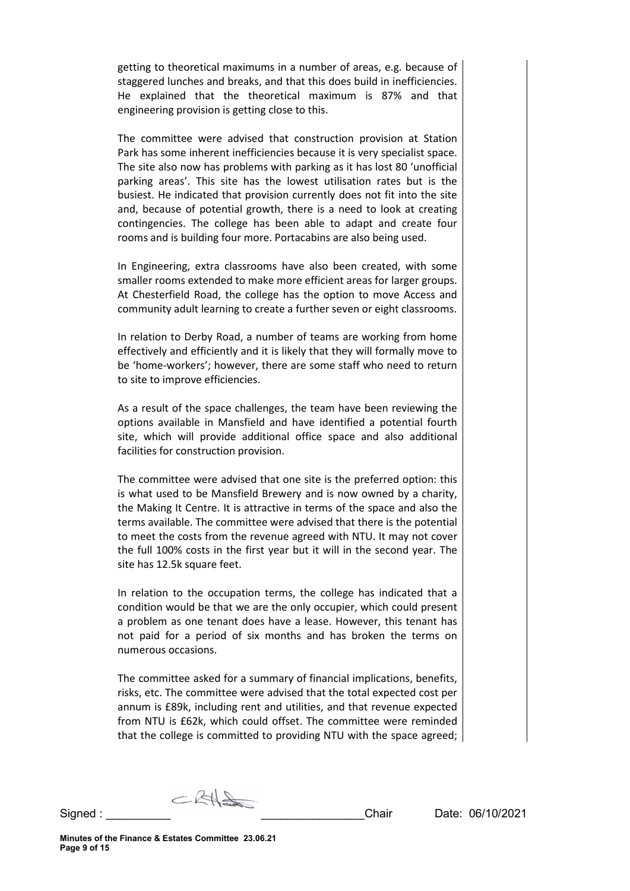getting to theoretical maximums in a number of areas, e.g. because of staggered lunches and breaks, and that this does build in inefficiencies. He explained that the theoretical maximum is 87% and that engineering provision is getting close to this.

The committee were advised that construction provision at Station Park has some inherent inefficiencies because it is very specialist space. The site also now has problems with parking as it has lost 80 'unofficial parking areas'. This site has the lowest utilisation rates but is the busiest. He indicated that provision currently does not fit into the site and, because of potential growth, there is a need to look at creating contingencies. The college has been able to adapt and create four rooms and is building four more. Portacabins are also being used.

In Engineering, extra classrooms have also been created, with some smaller rooms extended to make more efficient areas for larger groups. At Chesterfield Road, the college has the option to move Access and community adult learning to create a further seven or eight classrooms.

In relation to Derby Road, a number of teams are working from home effectively and efficiently and it is likely that they will formally move to be 'home-workers'; however, there are some staff who need to return to site to improve efficiencies.

As a result of the space challenges, the team have been reviewing the options available in Mansfield and have identified a potential fourth site, which will provide additional office space and also additional facilities for construction provision.

The committee were advised that one site is the preferred option: this is what used to be Mansfield Brewery and is now owned by a charity, the Making It Centre. It is attractive in terms of the space and also the terms available. The committee were advised that there is the potential to meet the costs from the revenue agreed with NTU. It may not cover the full 100% costs in the first year but it will in the second year. The site has 12.5k square feet.

In relation to the occupation terms, the college has indicated that a condition would be that we are the only occupier, which could present a problem as one tenant does have a lease. However, this tenant has not paid for a period of six months and has broken the terms on numerous occasions.

The committee asked for a summary of financial implications, benefits, risks, etc. The committee were advised that the total expected cost per annum is £89k, including rent and utilities, and that revenue expected from NTU is £62k, which could offset. The committee were reminded that the college is committed to providing NTU with the space agreed;

Signed : __________ ________________Chair Date: 06/10/2021

**Minutes of the Finance & Estates Committee 23.06.21**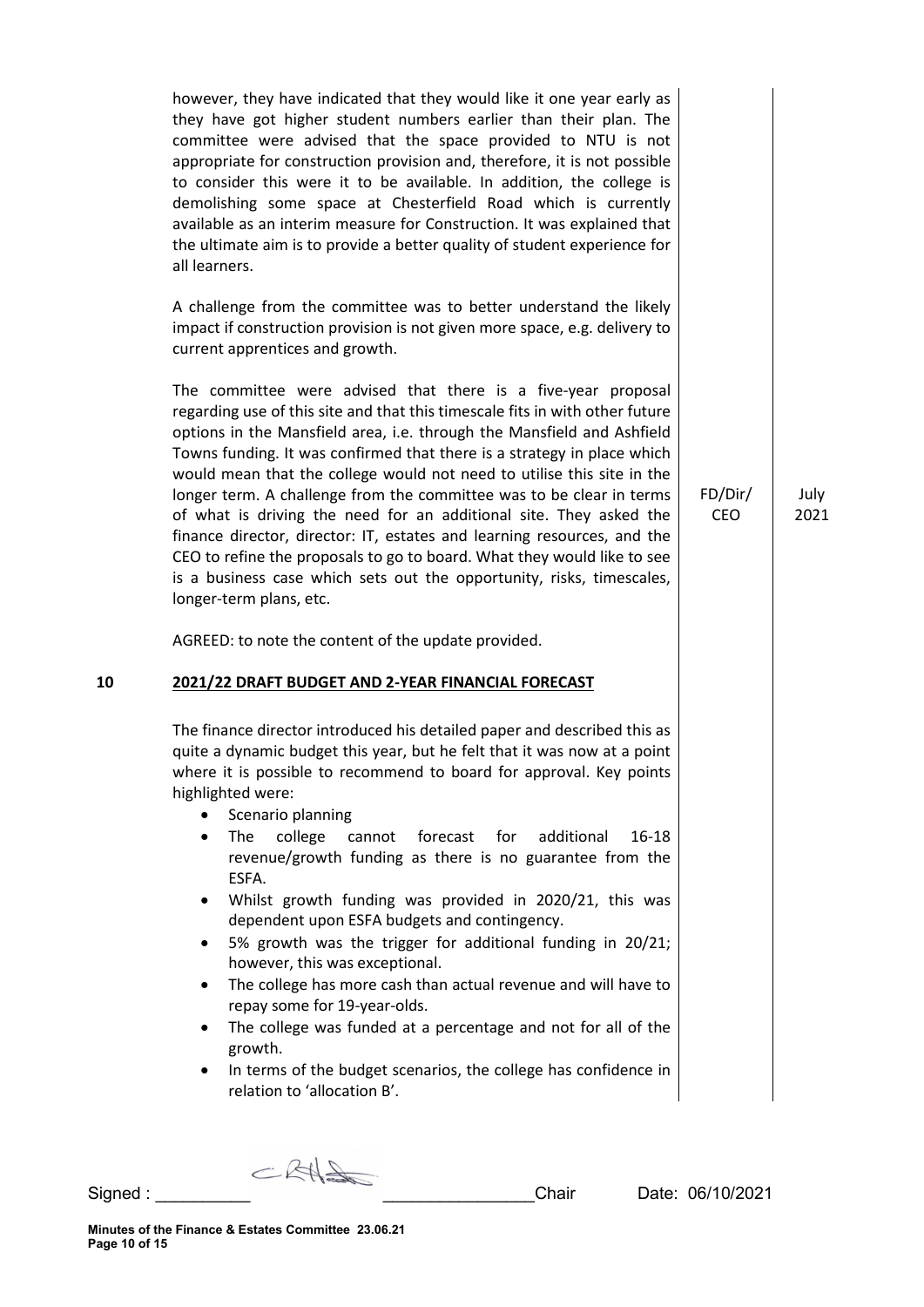however, they have indicated that they would like it one year early as they have got higher student numbers earlier than their plan. The committee were advised that the space provided to NTU is not appropriate for construction provision and, therefore, it is not possible to consider this were it to be available. In addition, the college is demolishing some space at Chesterfield Road which is currently available as an interim measure for Construction. It was explained that the ultimate aim is to provide a better quality of student experience for all learners.

A challenge from the committee was to better understand the likely impact if construction provision is not given more space, e.g. delivery to current apprentices and growth.

The committee were advised that there is a five-year proposal regarding use of this site and that this timescale fits in with other future options in the Mansfield area, i.e. through the Mansfield and Ashfield Towns funding. It was confirmed that there is a strategy in place which would mean that the college would not need to utilise this site in the longer term. A challenge from the committee was to be clear in terms of what is driving the need for an additional site. They asked the finance director, director: IT, estates and learning resources, and the CEO to refine the proposals to go to board. What they would like to see is a business case which sets out the opportunity, risks, timescales, longer-term plans, etc. — FD/Dir/CEO — July 2021

AGREED: to note the content of the update provided.

## 10 2021/22 DRAFT BUDGET AND 2-YEAR FINANCIAL FORECAST

The finance director introduced his detailed paper and described this as quite a dynamic budget this year, but he felt that it was now at a point where it is possible to recommend to board for approval. Key points highlighted were:

- Scenario planning
- The college cannot forecast for additional 16-18 revenue/growth funding as there is no guarantee from the ESFA.
- Whilst growth funding was provided in 2020/21, this was dependent upon ESFA budgets and contingency.
- 5% growth was the trigger for additional funding in 20/21; however, this was exceptional.
- The college has more cash than actual revenue and will have to repay some for 19-year-olds.
- The college was funded at a percentage and not for all of the growth.
- In terms of the budget scenarios, the college has confidence in relation to 'allocation B'.

Signed : \_\_\_\_\_\_\_\_\_\_ \_\_\_\_\_\_\_\_\_\_\_\_\_\_\_\_Chair Date: 06/10/2021

**Minutes of the Finance & Estates Committee 23.06.21**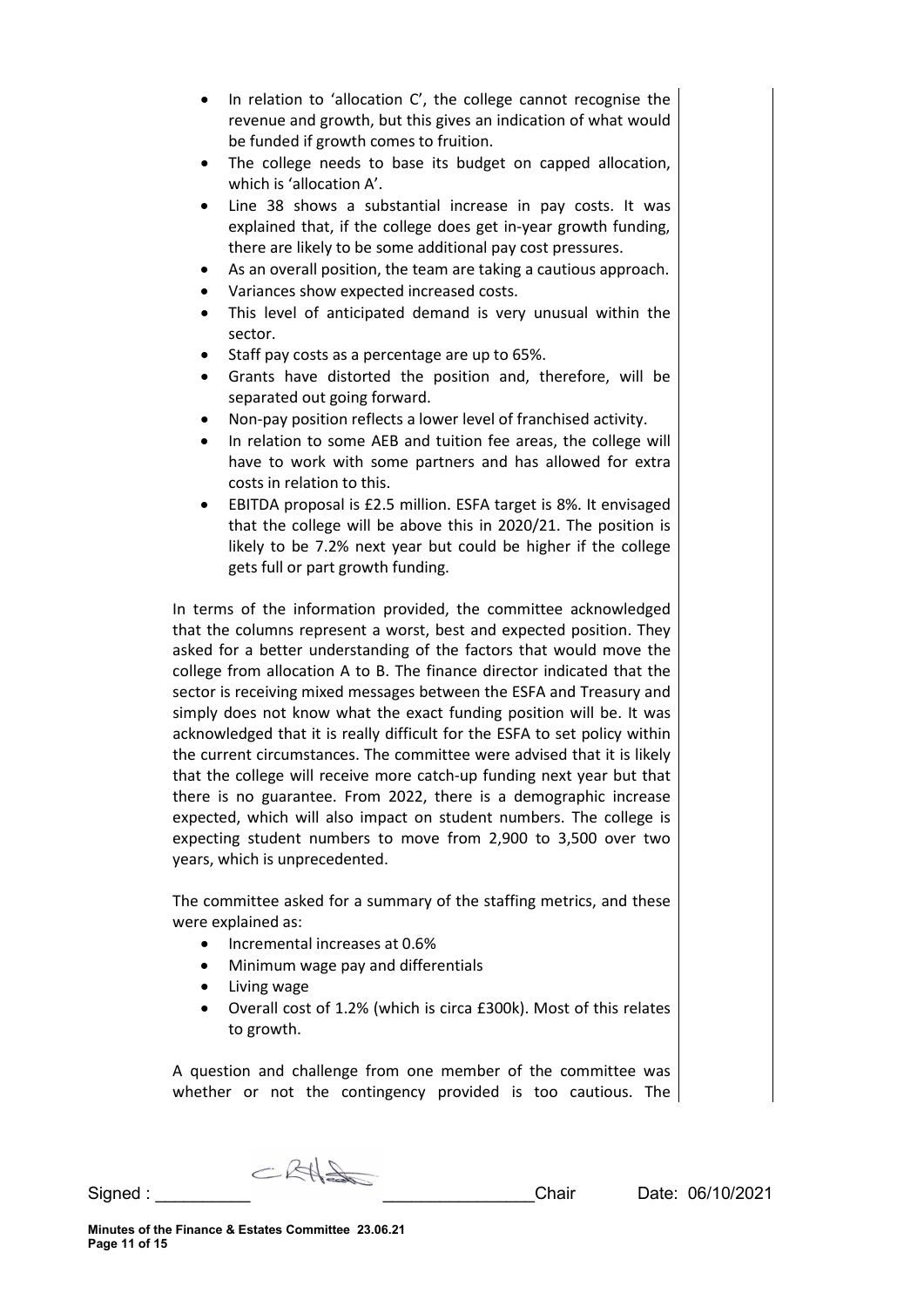- In relation to 'allocation C', the college cannot recognise the revenue and growth, but this gives an indication of what would be funded if growth comes to fruition.
- The college needs to base its budget on capped allocation, which is 'allocation A'.
- Line 38 shows a substantial increase in pay costs. It was explained that, if the college does get in-year growth funding, there are likely to be some additional pay cost pressures.
- As an overall position, the team are taking a cautious approach.
- Variances show expected increased costs.
- This level of anticipated demand is very unusual within the sector.
- Staff pay costs as a percentage are up to 65%.
- Grants have distorted the position and, therefore, will be separated out going forward.
- Non-pay position reflects a lower level of franchised activity.
- In relation to some AEB and tuition fee areas, the college will have to work with some partners and has allowed for extra costs in relation to this.
- EBITDA proposal is £2.5 million. ESFA target is 8%. It envisaged that the college will be above this in 2020/21. The position is likely to be 7.2% next year but could be higher if the college gets full or part growth funding.

In terms of the information provided, the committee acknowledged that the columns represent a worst, best and expected position. They asked for a better understanding of the factors that would move the college from allocation A to B. The finance director indicated that the sector is receiving mixed messages between the ESFA and Treasury and simply does not know what the exact funding position will be. It was acknowledged that it is really difficult for the ESFA to set policy within the current circumstances. The committee were advised that it is likely that the college will receive more catch-up funding next year but that there is no guarantee. From 2022, there is a demographic increase expected, which will also impact on student numbers. The college is expecting student numbers to move from 2,900 to 3,500 over two years, which is unprecedented.

The committee asked for a summary of the staffing metrics, and these were explained as:

- Incremental increases at 0.6%
- Minimum wage pay and differentials
- Living wage
- Overall cost of 1.2% (which is circa £300k). Most of this relates to growth.

A question and challenge from one member of the committee was whether or not the contingency provided is too cautious. The

Signed : __________ ________________Chair Date: 06/10/2021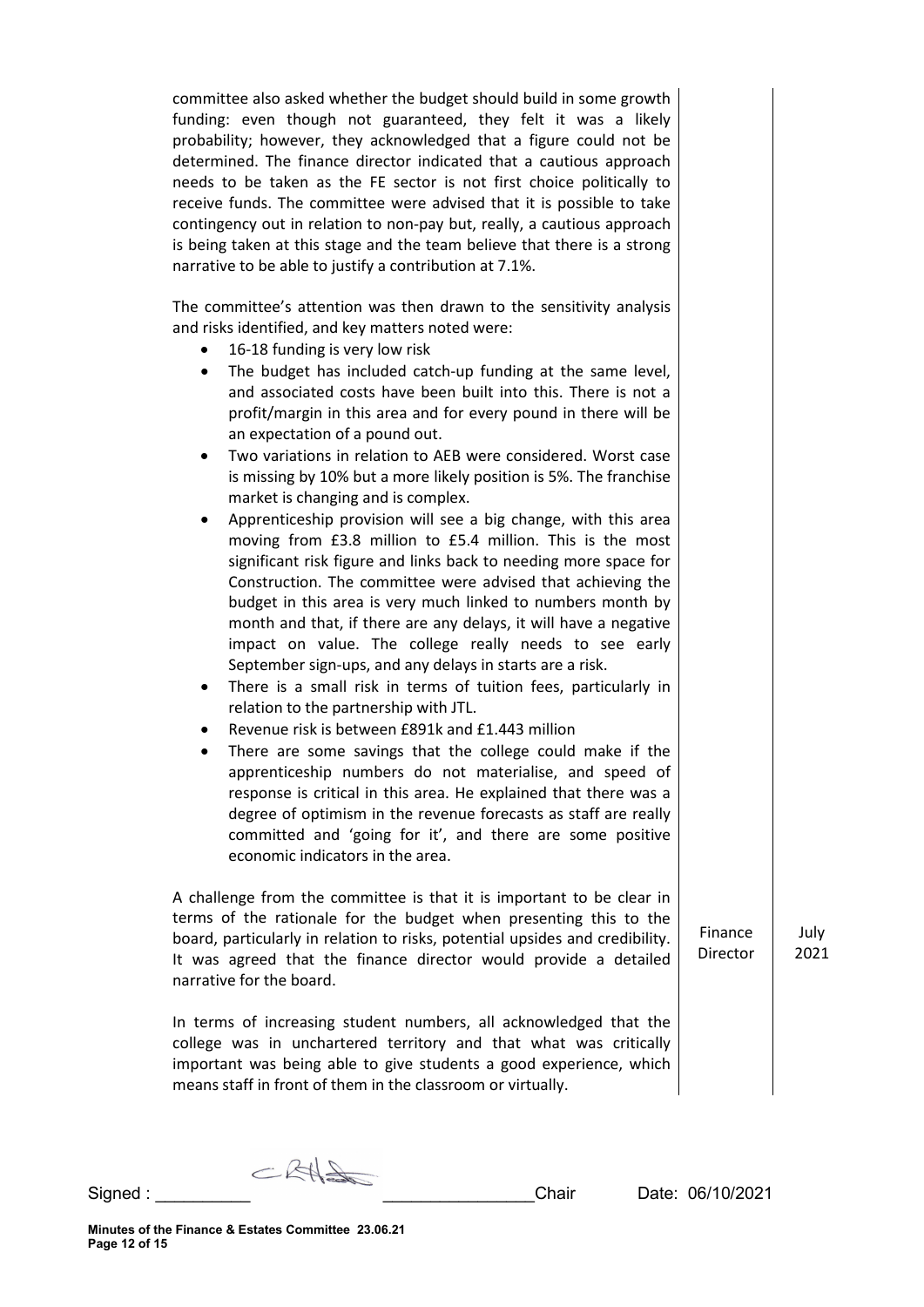| | | |
|---|---|---|
| committee also asked whether the budget should build in some growth funding: even though not guaranteed, they felt it was a likely probability; however, they acknowledged that a figure could not be determined. The finance director indicated that a cautious approach needs to be taken as the FE sector is not first choice politically to receive funds. The committee were advised that it is possible to take contingency out in relation to non-pay but, really, a cautious approach is being taken at this stage and the team believe that there is a strong narrative to be able to justify a contribution at 7.1%.<br><br>The committee's attention was then drawn to the sensitivity analysis and risks identified, and key matters noted were:<br>• 16-18 funding is very low risk<br>• The budget has included catch-up funding at the same level, and associated costs have been built into this. There is not a profit/margin in this area and for every pound in there will be an expectation of a pound out.<br>• Two variations in relation to AEB were considered. Worst case is missing by 10% but a more likely position is 5%. The franchise market is changing and is complex.<br>• Apprenticeship provision will see a big change, with this area moving from £3.8 million to £5.4 million. This is the most significant risk figure and links back to needing more space for Construction. The committee were advised that achieving the budget in this area is very much linked to numbers month by month and that, if there are any delays, it will have a negative impact on value. The college really needs to see early September sign-ups, and any delays in starts are a risk.<br>• There is a small risk in terms of tuition fees, particularly in relation to the partnership with JTL.<br>• Revenue risk is between £891k and £1.443 million<br>• There are some savings that the college could make if the apprenticeship numbers do not materialise, and speed of response is critical in this area. He explained that there was a degree of optimism in the revenue forecasts as staff are really committed and 'going for it', and there are some positive economic indicators in the area. | | |
| A challenge from the committee is that it is important to be clear in terms of the rationale for the budget when presenting this to the board, particularly in relation to risks, potential upsides and credibility. It was agreed that the finance director would provide a detailed narrative for the board. | Finance Director | July 2021 |
| In terms of increasing student numbers, all acknowledged that the college was in unchartered territory and that what was critically important was being able to give students a good experience, which means staff in front of them in the classroom or virtually. | | |

Signed : __________ ________________Chair Date: 06/10/2021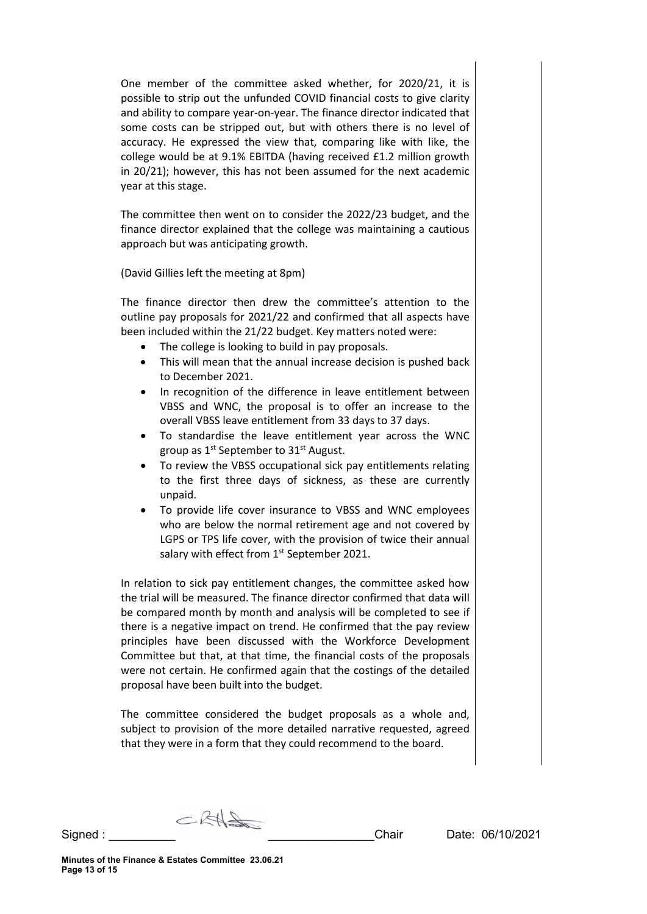One member of the committee asked whether, for 2020/21, it is possible to strip out the unfunded COVID financial costs to give clarity and ability to compare year-on-year. The finance director indicated that some costs can be stripped out, but with others there is no level of accuracy. He expressed the view that, comparing like with like, the college would be at 9.1% EBITDA (having received £1.2 million growth in 20/21); however, this has not been assumed for the next academic year at this stage.

The committee then went on to consider the 2022/23 budget, and the finance director explained that the college was maintaining a cautious approach but was anticipating growth.

(David Gillies left the meeting at 8pm)

The finance director then drew the committee's attention to the outline pay proposals for 2021/22 and confirmed that all aspects have been included within the 21/22 budget. Key matters noted were:

- The college is looking to build in pay proposals.
- This will mean that the annual increase decision is pushed back to December 2021.
- In recognition of the difference in leave entitlement between VBSS and WNC, the proposal is to offer an increase to the overall VBSS leave entitlement from 33 days to 37 days.
- To standardise the leave entitlement year across the WNC group as 1st September to 31st August.
- To review the VBSS occupational sick pay entitlements relating to the first three days of sickness, as these are currently unpaid.
- To provide life cover insurance to VBSS and WNC employees who are below the normal retirement age and not covered by LGPS or TPS life cover, with the provision of twice their annual salary with effect from 1st September 2021.

In relation to sick pay entitlement changes, the committee asked how the trial will be measured. The finance director confirmed that data will be compared month by month and analysis will be completed to see if there is a negative impact on trend. He confirmed that the pay review principles have been discussed with the Workforce Development Committee but that, at that time, the financial costs of the proposals were not certain. He confirmed again that the costings of the detailed proposal have been built into the budget.

The committee considered the budget proposals as a whole and, subject to provision of the more detailed narrative requested, agreed that they were in a form that they could recommend to the board.

Signed : __________ ________________Chair Date: 06/10/2021

**Minutes of the Finance & Estates Committee 23.06.21**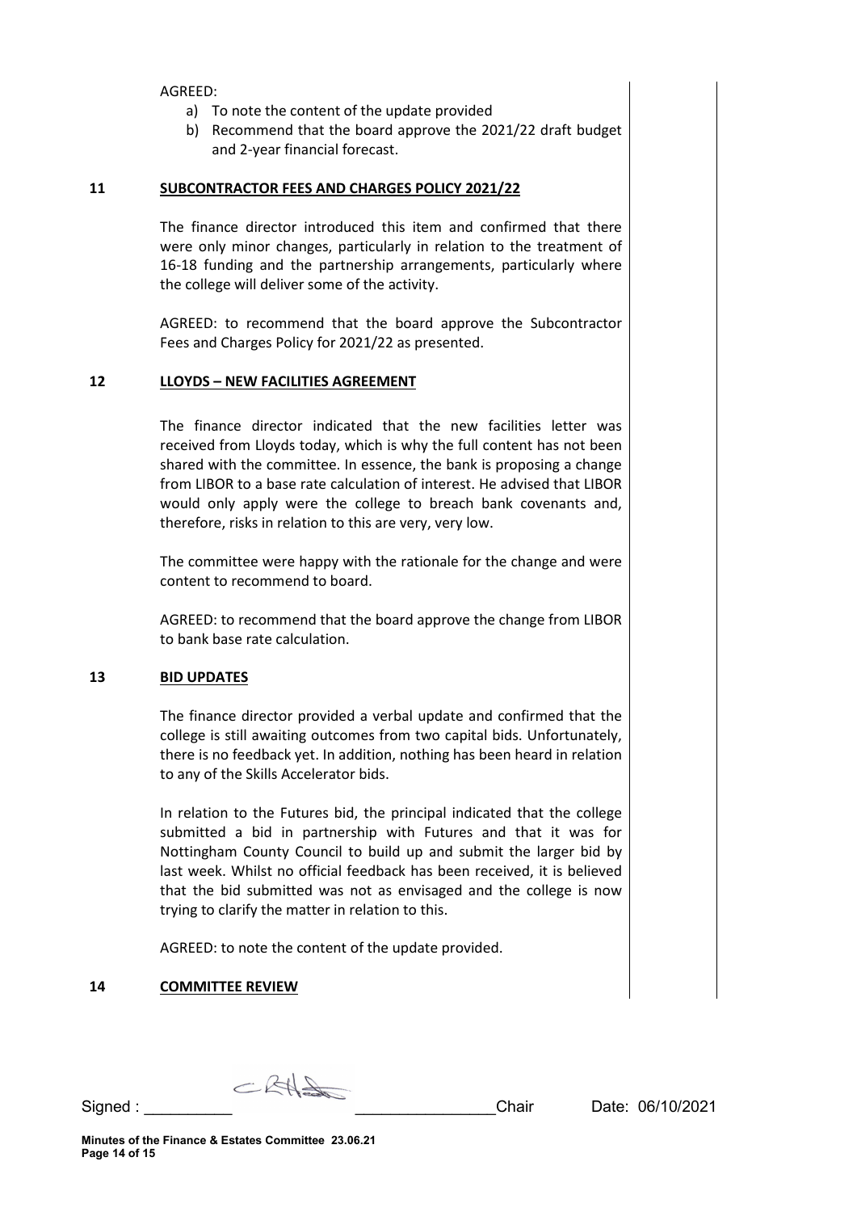AGREED:

a) To note the content of the update provided
b) Recommend that the board approve the 2021/22 draft budget and 2-year financial forecast.

## 11 SUBCONTRACTOR FEES AND CHARGES POLICY 2021/22

The finance director introduced this item and confirmed that there were only minor changes, particularly in relation to the treatment of 16-18 funding and the partnership arrangements, particularly where the college will deliver some of the activity.

AGREED: to recommend that the board approve the Subcontractor Fees and Charges Policy for 2021/22 as presented.

## 12 LLOYDS – NEW FACILITIES AGREEMENT

The finance director indicated that the new facilities letter was received from Lloyds today, which is why the full content has not been shared with the committee. In essence, the bank is proposing a change from LIBOR to a base rate calculation of interest. He advised that LIBOR would only apply were the college to breach bank covenants and, therefore, risks in relation to this are very, very low.

The committee were happy with the rationale for the change and were content to recommend to board.

AGREED: to recommend that the board approve the change from LIBOR to bank base rate calculation.

## 13 BID UPDATES

The finance director provided a verbal update and confirmed that the college is still awaiting outcomes from two capital bids. Unfortunately, there is no feedback yet. In addition, nothing has been heard in relation to any of the Skills Accelerator bids.

In relation to the Futures bid, the principal indicated that the college submitted a bid in partnership with Futures and that it was for Nottingham County Council to build up and submit the larger bid by last week. Whilst no official feedback has been received, it is believed that the bid submitted was not as envisaged and the college is now trying to clarify the matter in relation to this.

AGREED: to note the content of the update provided.

## 14 COMMITTEE REVIEW

Signed : __________ ________________Chair Date: 06/10/2021

**Minutes of the Finance & Estates Committee 23.06.21**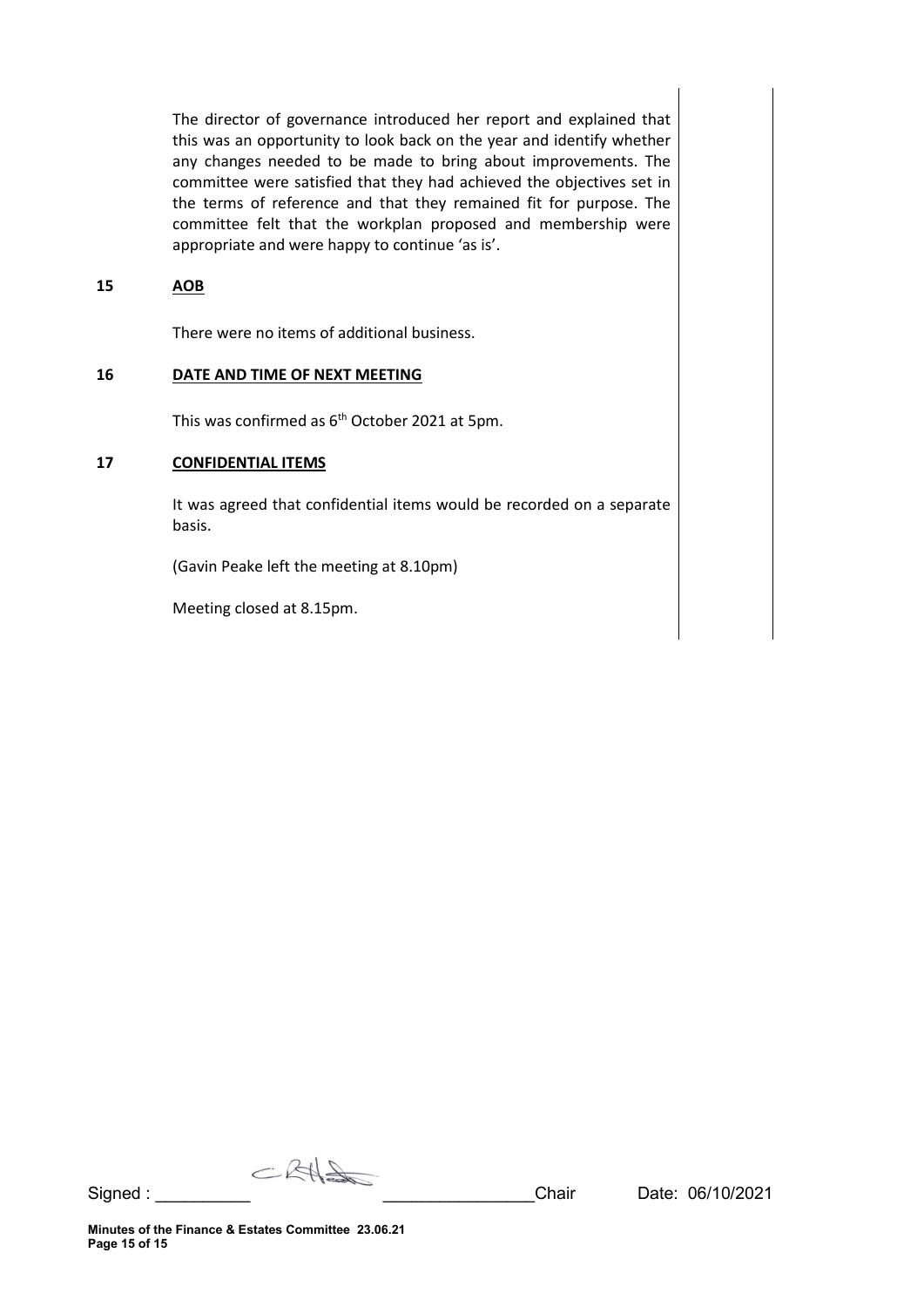The director of governance introduced her report and explained that this was an opportunity to look back on the year and identify whether any changes needed to be made to bring about improvements. The committee were satisfied that they had achieved the objectives set in the terms of reference and that they remained fit for purpose. The committee felt that the workplan proposed and membership were appropriate and were happy to continue 'as is'.

**15 AOB**

There were no items of additional business.

**16 DATE AND TIME OF NEXT MEETING**

This was confirmed as 6th October 2021 at 5pm.

**17 CONFIDENTIAL ITEMS**

It was agreed that confidential items would be recorded on a separate basis.

(Gavin Peake left the meeting at 8.10pm)

Meeting closed at 8.15pm.

Signed : __________ ________________Chair Date: 06/10/2021

**Minutes of the Finance & Estates Committee 23.06.21**